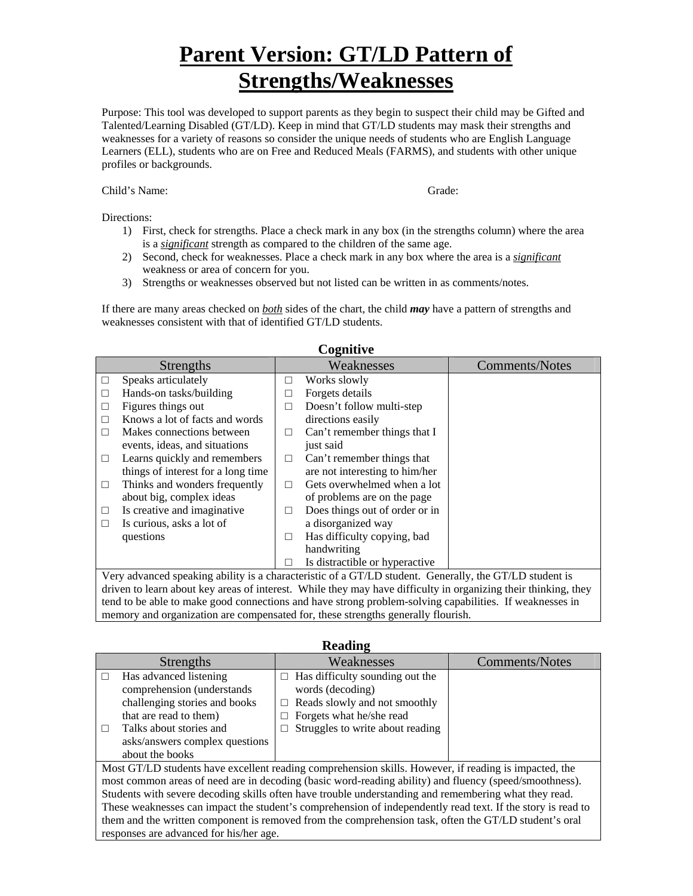# Parent Version: GT/LD Pattern of Strengths/Weaknesses

Purpose: This tool was developed to support parents as they begin to suspect their child may be Gifted and Talented/Learning Disabled (GT/LD). Keep in mind that GT/LD students may mask their strengths and weaknesses for a variety of reasons so consider the unique needs of students who are English Language Learners (ELL), students who are on Free and Reduced Meals (FARMS), and students with other unique profiles or backgrounds.

Child's Name: Grade:

Directions:

1) First, check for strengths. Place a check mark in any box (in the strengths column) where the area is a ***significant*** strength as compared to the children of the same age.
2) Second, check for weaknesses. Place a check mark in any box where the area is a ***significant*** weakness or area of concern for you.
3) Strengths or weaknesses observed but not listed can be written in as comments/notes.

If there are many areas checked on *both* sides of the chart, the child ***may*** have a pattern of strengths and weaknesses consistent with that of identified GT/LD students.

### Cognitive

| Strengths | Weaknesses | Comments/Notes |
|---|---|---|
| □ Speaks articulately<br>□ Hands-on tasks/building<br>□ Figures things out<br>□ Knows a lot of facts and words<br>□ Makes connections between events, ideas, and situations<br>□ Learns quickly and remembers things of interest for a long time<br>□ Thinks and wonders frequently about big, complex ideas<br>□ Is creative and imaginative<br>□ Is curious, asks a lot of questions | □ Works slowly<br>□ Forgets details<br>□ Doesn't follow multi-step directions easily<br>□ Can't remember things that I just said<br>□ Can't remember things that are not interesting to him/her<br>□ Gets overwhelmed when a lot of problems are on the page<br>□ Does things out of order or in a disorganized way<br>□ Has difficulty copying, bad handwriting<br>□ Is distractible or hyperactive | |
| Very advanced speaking ability is a characteristic of a GT/LD student. Generally, the GT/LD student is driven to learn about key areas of interest. While they may have difficulty in organizing their thinking, they tend to be able to make good connections and have strong problem-solving capabilities. If weaknesses in memory and organization are compensated for, these strengths generally flourish. | | |

### Reading

| Strengths | Weaknesses | Comments/Notes |
|---|---|---|
| □ Has advanced listening comprehension (understands challenging stories and books that are read to them)<br>□ Talks about stories and asks/answers complex questions about the books | □ Has difficulty sounding out the words (decoding)<br>□ Reads slowly and not smoothly<br>□ Forgets what he/she read<br>□ Struggles to write about reading | |
| Most GT/LD students have excellent reading comprehension skills. However, if reading is impacted, the most common areas of need are in decoding (basic word-reading ability) and fluency (speed/smoothness). Students with severe decoding skills often have trouble understanding and remembering what they read. These weaknesses can impact the student's comprehension of independently read text. If the story is read to them and the written component is removed from the comprehension task, often the GT/LD student's oral responses are advanced for his/her age. | | |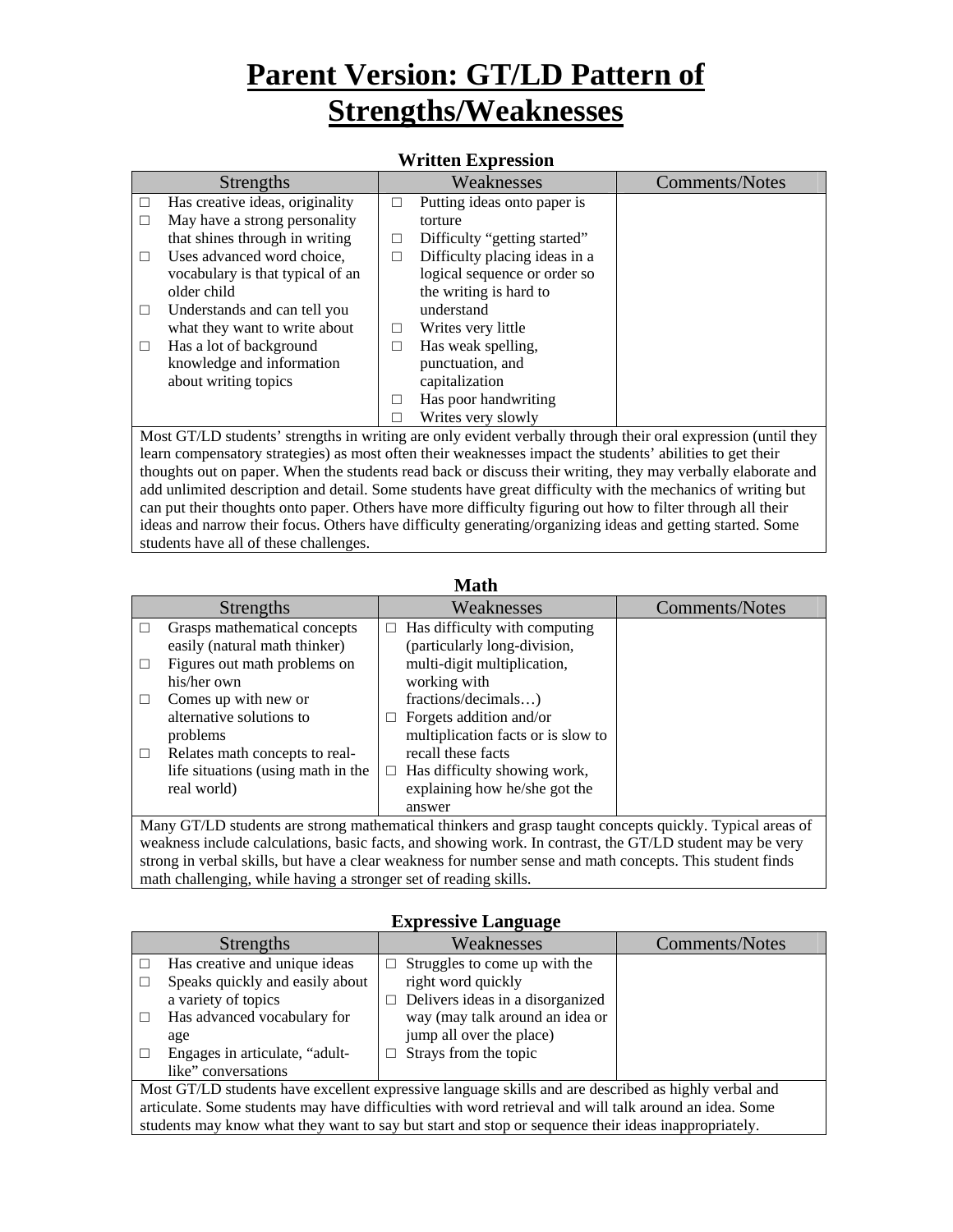# Parent Version: GT/LD Pattern of Strengths/Weaknesses

### Written Expression

| Strengths | Weaknesses | Comments/Notes |
|---|---|---|
| □ Has creative ideas, originality<br>□ May have a strong personality that shines through in writing<br>□ Uses advanced word choice, vocabulary is that typical of an older child<br>□ Understands and can tell you what they want to write about<br>□ Has a lot of background knowledge and information about writing topics | □ Putting ideas onto paper is torture<br>□ Difficulty "getting started"<br>□ Difficulty placing ideas in a logical sequence or order so the writing is hard to understand<br>□ Writes very little<br>□ Has weak spelling, punctuation, and capitalization<br>□ Has poor handwriting<br>□ Writes very slowly | |

Most GT/LD students' strengths in writing are only evident verbally through their oral expression (until they learn compensatory strategies) as most often their weaknesses impact the students' abilities to get their thoughts out on paper. When the students read back or discuss their writing, they may verbally elaborate and add unlimited description and detail. Some students have great difficulty with the mechanics of writing but can put their thoughts onto paper. Others have more difficulty figuring out how to filter through all their ideas and narrow their focus. Others have difficulty generating/organizing ideas and getting started. Some students have all of these challenges.

### Math

| Strengths | Weaknesses | Comments/Notes |
|---|---|---|
| □ Grasps mathematical concepts easily (natural math thinker)<br>□ Figures out math problems on his/her own<br>□ Comes up with new or alternative solutions to problems<br>□ Relates math concepts to real-life situations (using math in the real world) | □ Has difficulty with computing (particularly long-division, multi-digit multiplication, working with fractions/decimals…)<br>□ Forgets addition and/or multiplication facts or is slow to recall these facts<br>□ Has difficulty showing work, explaining how he/she got the answer | |

Many GT/LD students are strong mathematical thinkers and grasp taught concepts quickly. Typical areas of weakness include calculations, basic facts, and showing work. In contrast, the GT/LD student may be very strong in verbal skills, but have a clear weakness for number sense and math concepts. This student finds math challenging, while having a stronger set of reading skills.

### Expressive Language

| Strengths | Weaknesses | Comments/Notes |
|---|---|---|
| □ Has creative and unique ideas<br>□ Speaks quickly and easily about a variety of topics<br>□ Has advanced vocabulary for age<br>□ Engages in articulate, "adult-like" conversations | □ Struggles to come up with the right word quickly<br>□ Delivers ideas in a disorganized way (may talk around an idea or jump all over the place)<br>□ Strays from the topic | |

Most GT/LD students have excellent expressive language skills and are described as highly verbal and articulate. Some students may have difficulties with word retrieval and will talk around an idea. Some students may know what they want to say but start and stop or sequence their ideas inappropriately.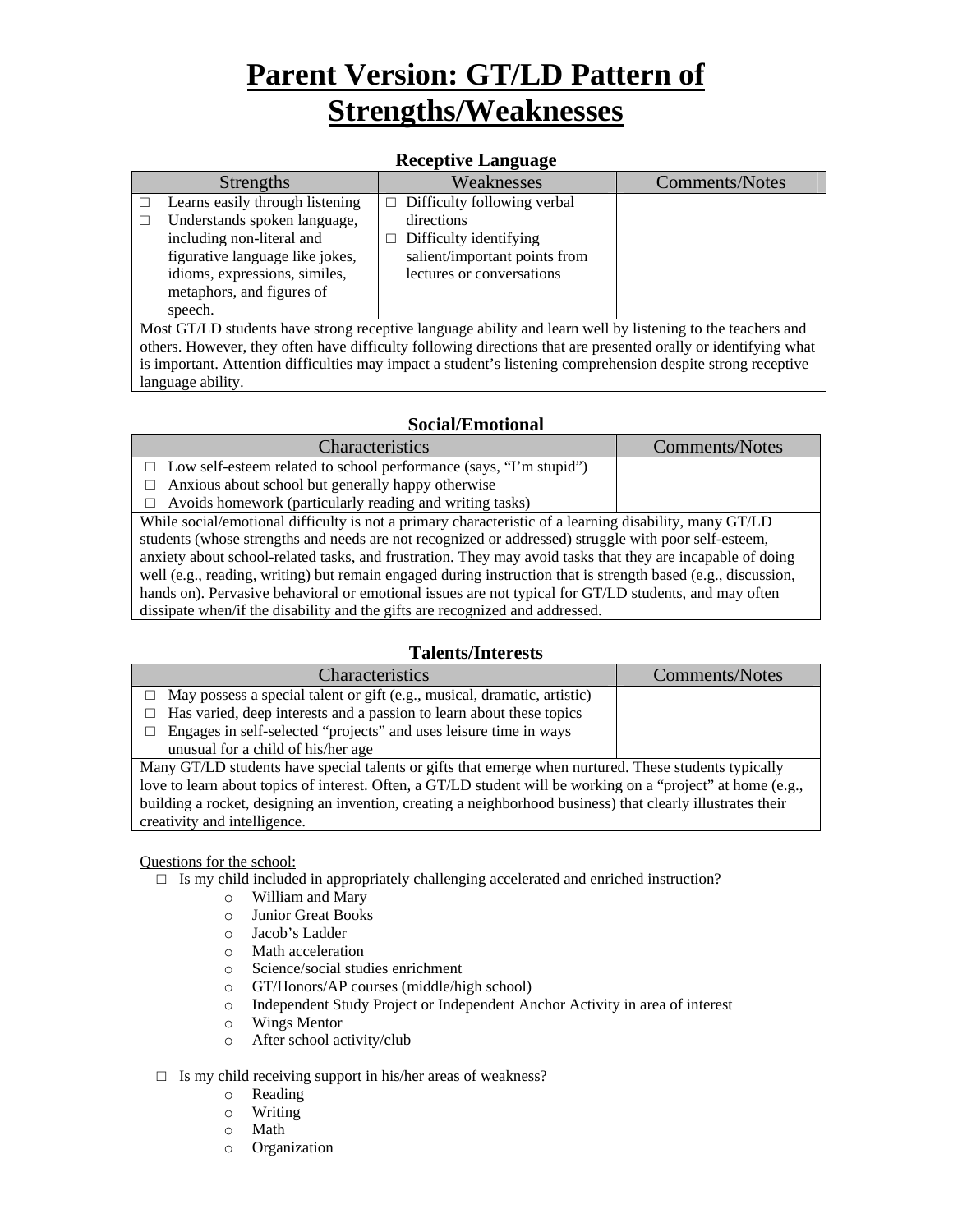# Parent Version: GT/LD Pattern of Strengths/Weaknesses

### Receptive Language

| Strengths | Weaknesses | Comments/Notes |
| --- | --- | --- |
| □ Learns easily through listening<br>□ Understands spoken language, including non-literal and figurative language like jokes, idioms, expressions, similes, metaphors, and figures of speech. | □ Difficulty following verbal directions<br>□ Difficulty identifying salient/important points from lectures or conversations | |
| Most GT/LD students have strong receptive language ability and learn well by listening to the teachers and others. However, they often have difficulty following directions that are presented orally or identifying what is important. Attention difficulties may impact a student's listening comprehension despite strong receptive language ability. | | |

### Social/Emotional

| Characteristics | Comments/Notes |
| --- | --- |
| □ Low self-esteem related to school performance (says, "I'm stupid")<br>□ Anxious about school but generally happy otherwise<br>□ Avoids homework (particularly reading and writing tasks) | |
| While social/emotional difficulty is not a primary characteristic of a learning disability, many GT/LD students (whose strengths and needs are not recognized or addressed) struggle with poor self-esteem, anxiety about school-related tasks, and frustration. They may avoid tasks that they are incapable of doing well (e.g., reading, writing) but remain engaged during instruction that is strength based (e.g., discussion, hands on). Pervasive behavioral or emotional issues are not typical for GT/LD students, and may often dissipate when/if the disability and the gifts are recognized and addressed. | |

### Talents/Interests

| Characteristics | Comments/Notes |
| --- | --- |
| □ May possess a special talent or gift (e.g., musical, dramatic, artistic)<br>□ Has varied, deep interests and a passion to learn about these topics<br>□ Engages in self-selected "projects" and uses leisure time in ways unusual for a child of his/her age | |
| Many GT/LD students have special talents or gifts that emerge when nurtured. These students typically love to learn about topics of interest. Often, a GT/LD student will be working on a "project" at home (e.g., building a rocket, designing an invention, creating a neighborhood business) that clearly illustrates their creativity and intelligence. | |

Questions for the school:

- □ Is my child included in appropriately challenging accelerated and enriched instruction?
    - William and Mary
    - Junior Great Books
    - Jacob's Ladder
    - Math acceleration
    - Science/social studies enrichment
    - GT/Honors/AP courses (middle/high school)
    - Independent Study Project or Independent Anchor Activity in area of interest
    - Wings Mentor
    - After school activity/club

- □ Is my child receiving support in his/her areas of weakness?
    - Reading
    - Writing
    - Math
    - Organization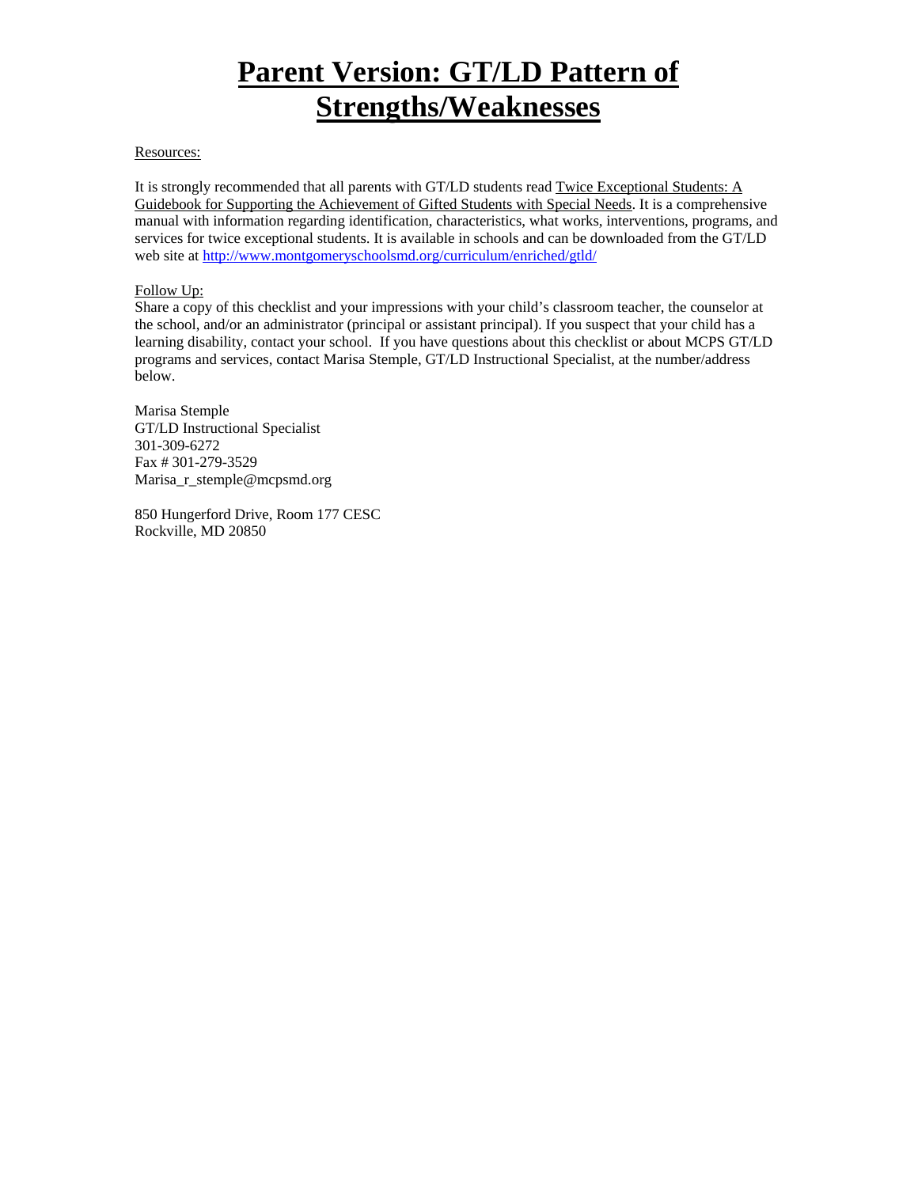# Parent Version: GT/LD Pattern of Strengths/Weaknesses

Resources:

It is strongly recommended that all parents with GT/LD students read Twice Exceptional Students: A Guidebook for Supporting the Achievement of Gifted Students with Special Needs. It is a comprehensive manual with information regarding identification, characteristics, what works, interventions, programs, and services for twice exceptional students. It is available in schools and can be downloaded from the GT/LD web site at http://www.montgomeryschoolsmd.org/curriculum/enriched/gtld/

Follow Up:
Share a copy of this checklist and your impressions with your child's classroom teacher, the counselor at the school, and/or an administrator (principal or assistant principal). If you suspect that your child has a learning disability, contact your school. If you have questions about this checklist or about MCPS GT/LD programs and services, contact Marisa Stemple, GT/LD Instructional Specialist, at the number/address below.

Marisa Stemple
GT/LD Instructional Specialist
301-309-6272
Fax # 301-279-3529
Marisa_r_stemple@mcpsmd.org

850 Hungerford Drive, Room 177 CESC
Rockville, MD 20850